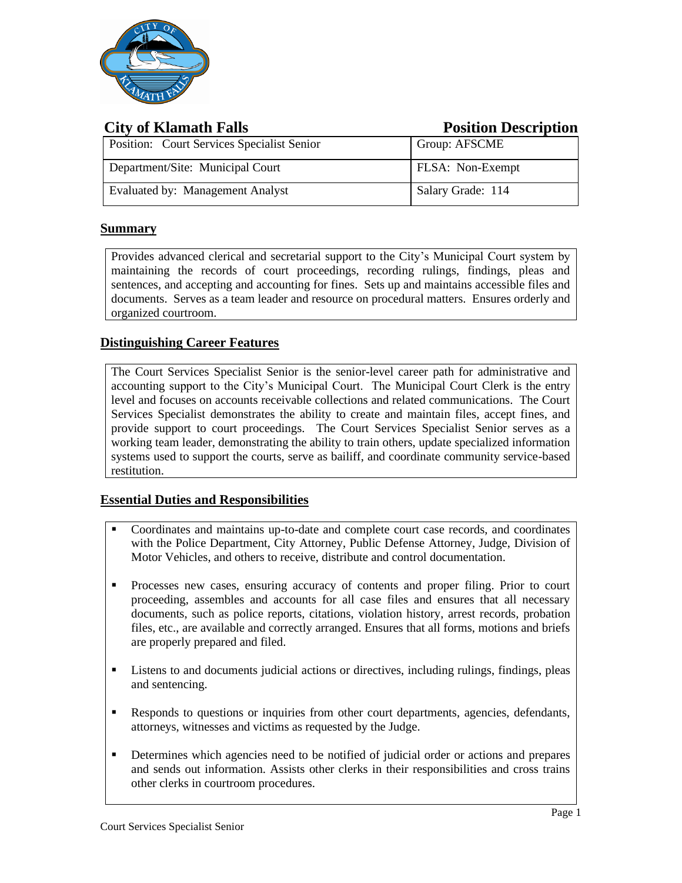## City of Klamath Falls — Position Description

| Position: Court Services Specialist Senior | Group: AFSCME |
|---|---|
| Department/Site: Municipal Court | FLSA: Non-Exempt |
| Evaluated by: Management Analyst | Salary Grade: 114 |

### Summary

Provides advanced clerical and secretarial support to the City's Municipal Court system by maintaining the records of court proceedings, recording rulings, findings, pleas and sentences, and accepting and accounting for fines. Sets up and maintains accessible files and documents. Serves as a team leader and resource on procedural matters. Ensures orderly and organized courtroom.

### Distinguishing Career Features

The Court Services Specialist Senior is the senior-level career path for administrative and accounting support to the City's Municipal Court. The Municipal Court Clerk is the entry level and focuses on accounts receivable collections and related communications. The Court Services Specialist demonstrates the ability to create and maintain files, accept fines, and provide support to court proceedings. The Court Services Specialist Senior serves as a working team leader, demonstrating the ability to train others, update specialized information systems used to support the courts, serve as bailiff, and coordinate community service-based restitution.

### Essential Duties and Responsibilities

- Coordinates and maintains up-to-date and complete court case records, and coordinates with the Police Department, City Attorney, Public Defense Attorney, Judge, Division of Motor Vehicles, and others to receive, distribute and control documentation.
- Processes new cases, ensuring accuracy of contents and proper filing. Prior to court proceeding, assembles and accounts for all case files and ensures that all necessary documents, such as police reports, citations, violation history, arrest records, probation files, etc., are available and correctly arranged. Ensures that all forms, motions and briefs are properly prepared and filed.
- Listens to and documents judicial actions or directives, including rulings, findings, pleas and sentencing.
- Responds to questions or inquiries from other court departments, agencies, defendants, attorneys, witnesses and victims as requested by the Judge.
- Determines which agencies need to be notified of judicial order or actions and prepares and sends out information. Assists other clerks in their responsibilities and cross trains other clerks in courtroom procedures.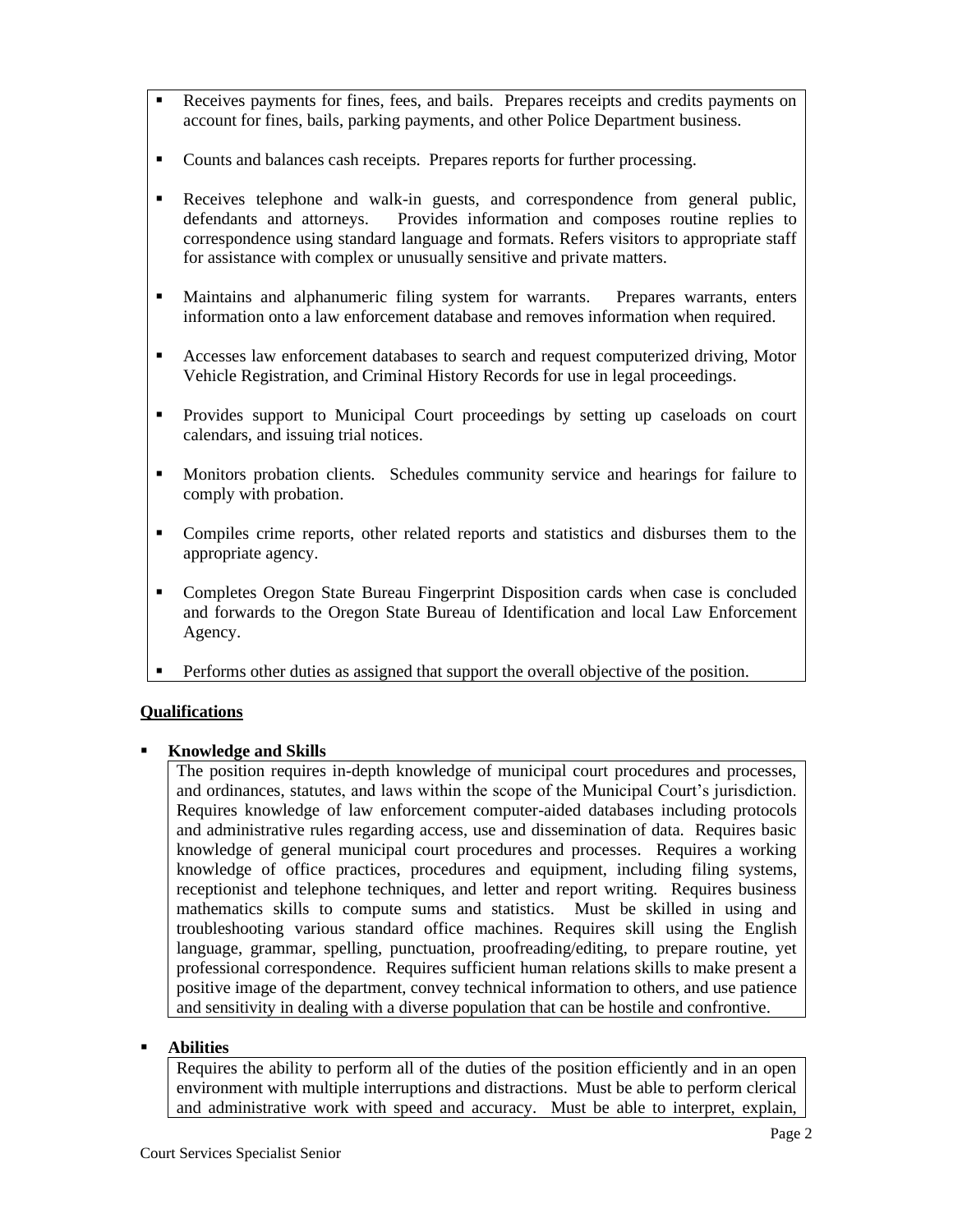- Receives payments for fines, fees, and bails. Prepares receipts and credits payments on account for fines, bails, parking payments, and other Police Department business.

- Counts and balances cash receipts. Prepares reports for further processing.

- Receives telephone and walk-in guests, and correspondence from general public, defendants and attorneys. Provides information and composes routine replies to correspondence using standard language and formats. Refers visitors to appropriate staff for assistance with complex or unusually sensitive and private matters.

- Maintains and alphanumeric filing system for warrants. Prepares warrants, enters information onto a law enforcement database and removes information when required.

- Accesses law enforcement databases to search and request computerized driving, Motor Vehicle Registration, and Criminal History Records for use in legal proceedings.

- Provides support to Municipal Court proceedings by setting up caseloads on court calendars, and issuing trial notices.

- Monitors probation clients. Schedules community service and hearings for failure to comply with probation.

- Compiles crime reports, other related reports and statistics and disburses them to the appropriate agency.

- Completes Oregon State Bureau Fingerprint Disposition cards when case is concluded and forwards to the Oregon State Bureau of Identification and local Law Enforcement Agency.

- Performs other duties as assigned that support the overall objective of the position.

## Qualifications

- **Knowledge and Skills**

  The position requires in-depth knowledge of municipal court procedures and processes, and ordinances, statutes, and laws within the scope of the Municipal Court's jurisdiction. Requires knowledge of law enforcement computer-aided databases including protocols and administrative rules regarding access, use and dissemination of data. Requires basic knowledge of general municipal court procedures and processes. Requires a working knowledge of office practices, procedures and equipment, including filing systems, receptionist and telephone techniques, and letter and report writing. Requires business mathematics skills to compute sums and statistics. Must be skilled in using and troubleshooting various standard office machines. Requires skill using the English language, grammar, spelling, punctuation, proofreading/editing, to prepare routine, yet professional correspondence. Requires sufficient human relations skills to make present a positive image of the department, convey technical information to others, and use patience and sensitivity in dealing with a diverse population that can be hostile and confrontive.

- **Abilities**

  Requires the ability to perform all of the duties of the position efficiently and in an open environment with multiple interruptions and distractions. Must be able to perform clerical and administrative work with speed and accuracy. Must be able to interpret, explain,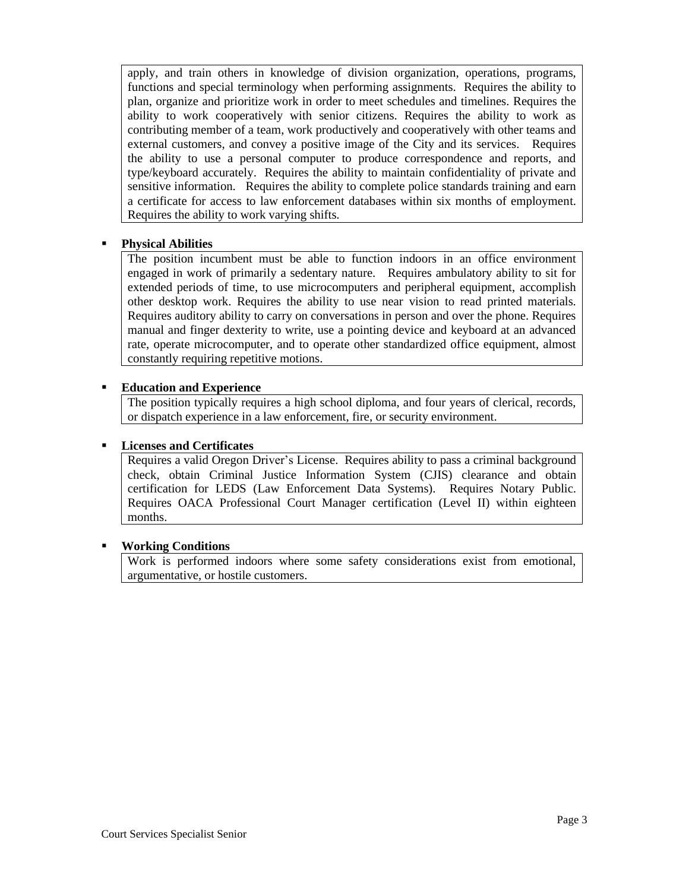apply, and train others in knowledge of division organization, operations, programs, functions and special terminology when performing assignments. Requires the ability to plan, organize and prioritize work in order to meet schedules and timelines. Requires the ability to work cooperatively with senior citizens. Requires the ability to work as contributing member of a team, work productively and cooperatively with other teams and external customers, and convey a positive image of the City and its services. Requires the ability to use a personal computer to produce correspondence and reports, and type/keyboard accurately. Requires the ability to maintain confidentiality of private and sensitive information. Requires the ability to complete police standards training and earn a certificate for access to law enforcement databases within six months of employment. Requires the ability to work varying shifts.

- **Physical Abilities**

  The position incumbent must be able to function indoors in an office environment engaged in work of primarily a sedentary nature. Requires ambulatory ability to sit for extended periods of time, to use microcomputers and peripheral equipment, accomplish other desktop work. Requires the ability to use near vision to read printed materials. Requires auditory ability to carry on conversations in person and over the phone. Requires manual and finger dexterity to write, use a pointing device and keyboard at an advanced rate, operate microcomputer, and to operate other standardized office equipment, almost constantly requiring repetitive motions.

- **Education and Experience**

  The position typically requires a high school diploma, and four years of clerical, records, or dispatch experience in a law enforcement, fire, or security environment.

- **Licenses and Certificates**

  Requires a valid Oregon Driver's License. Requires ability to pass a criminal background check, obtain Criminal Justice Information System (CJIS) clearance and obtain certification for LEDS (Law Enforcement Data Systems). Requires Notary Public. Requires OACA Professional Court Manager certification (Level II) within eighteen months.

- **Working Conditions**

  Work is performed indoors where some safety considerations exist from emotional, argumentative, or hostile customers.